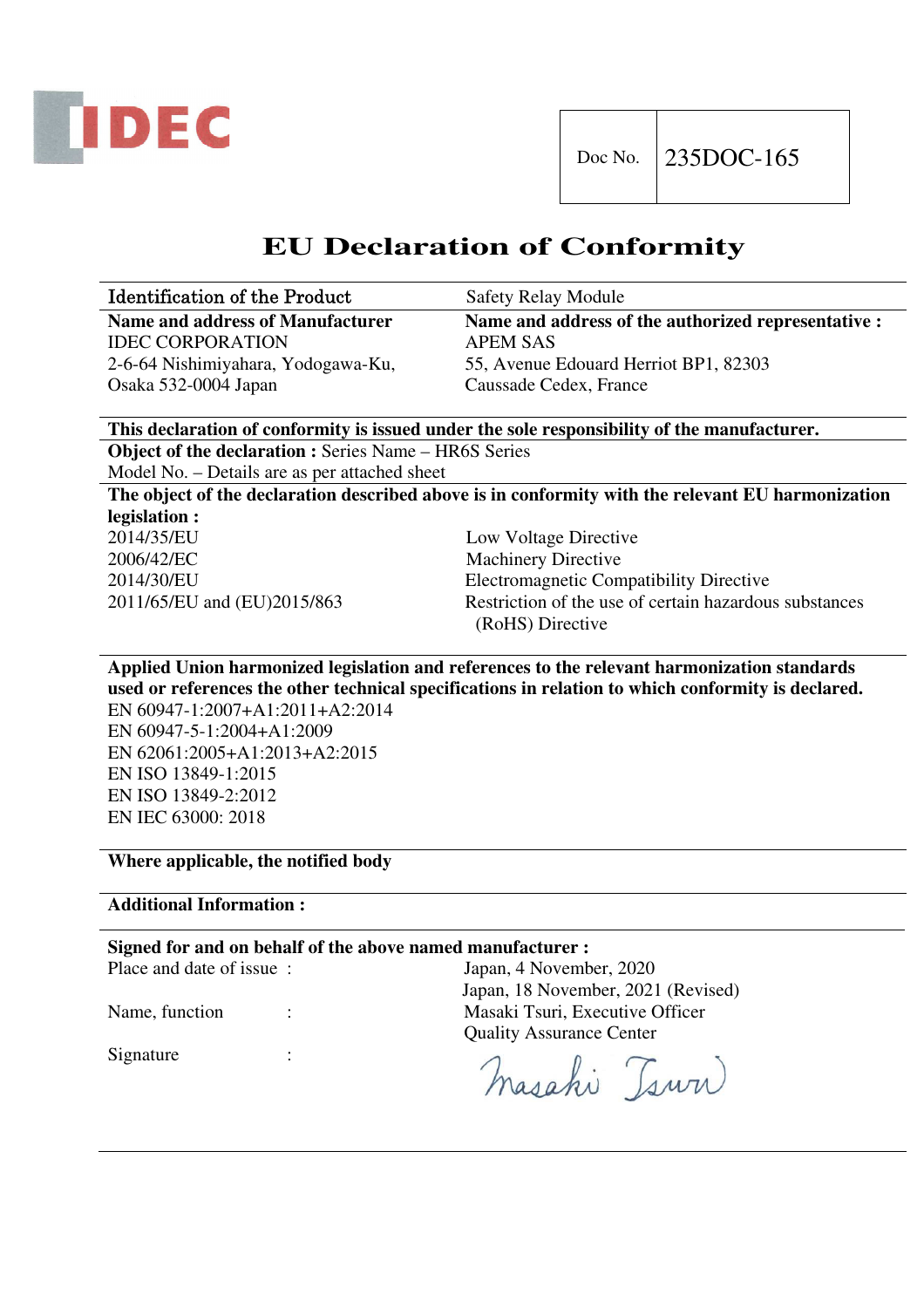IDEC

| Doc No. | 235DOC-165 |
|---|---|

# EU Declaration of Conformity

| Identification of the Product | Safety Relay Module |
|---|---|
| **Name and address of Manufacturer**<br>IDEC CORPORATION<br>2-6-64 Nishimiyahara, Yodogawa-Ku,<br>Osaka 532-0004 Japan | **Name and address of the authorized representative :**<br>APEM SAS<br>55, Avenue Edouard Herriot BP1, 82303<br>Caussade Cedex, France |

**This declaration of conformity is issued under the sole responsibility of the manufacturer.**

**Object of the declaration :** Series Name – HR6S Series
Model No. – Details are as per attached sheet

**The object of the declaration described above is in conformity with the relevant EU harmonization legislation :**

| | |
|---|---|
| 2014/35/EU | Low Voltage Directive |
| 2006/42/EC | Machinery Directive |
| 2014/30/EU | Electromagnetic Compatibility Directive |
| 2011/65/EU and (EU)2015/863 | Restriction of the use of certain hazardous substances (RoHS) Directive |

**Applied Union harmonized legislation and references to the relevant harmonization standards used or references the other technical specifications in relation to which conformity is declared.**

EN 60947-1:2007+A1:2011+A2:2014
EN 60947-5-1:2004+A1:2009
EN 62061:2005+A1:2013+A2:2015
EN ISO 13849-1:2015
EN ISO 13849-2:2012
EN IEC 63000: 2018

**Where applicable, the notified body**

**Additional Information :**

**Signed for and on behalf of the above named manufacturer :**

| | |
|---|---|
| Place and date of issue : | Japan, 4 November, 2020<br>Japan, 18 November, 2021 (Revised) |
| Name, function : | Masaki Tsuri, Executive Officer<br>Quality Assurance Center |
| Signature : | Masaki Tsuri |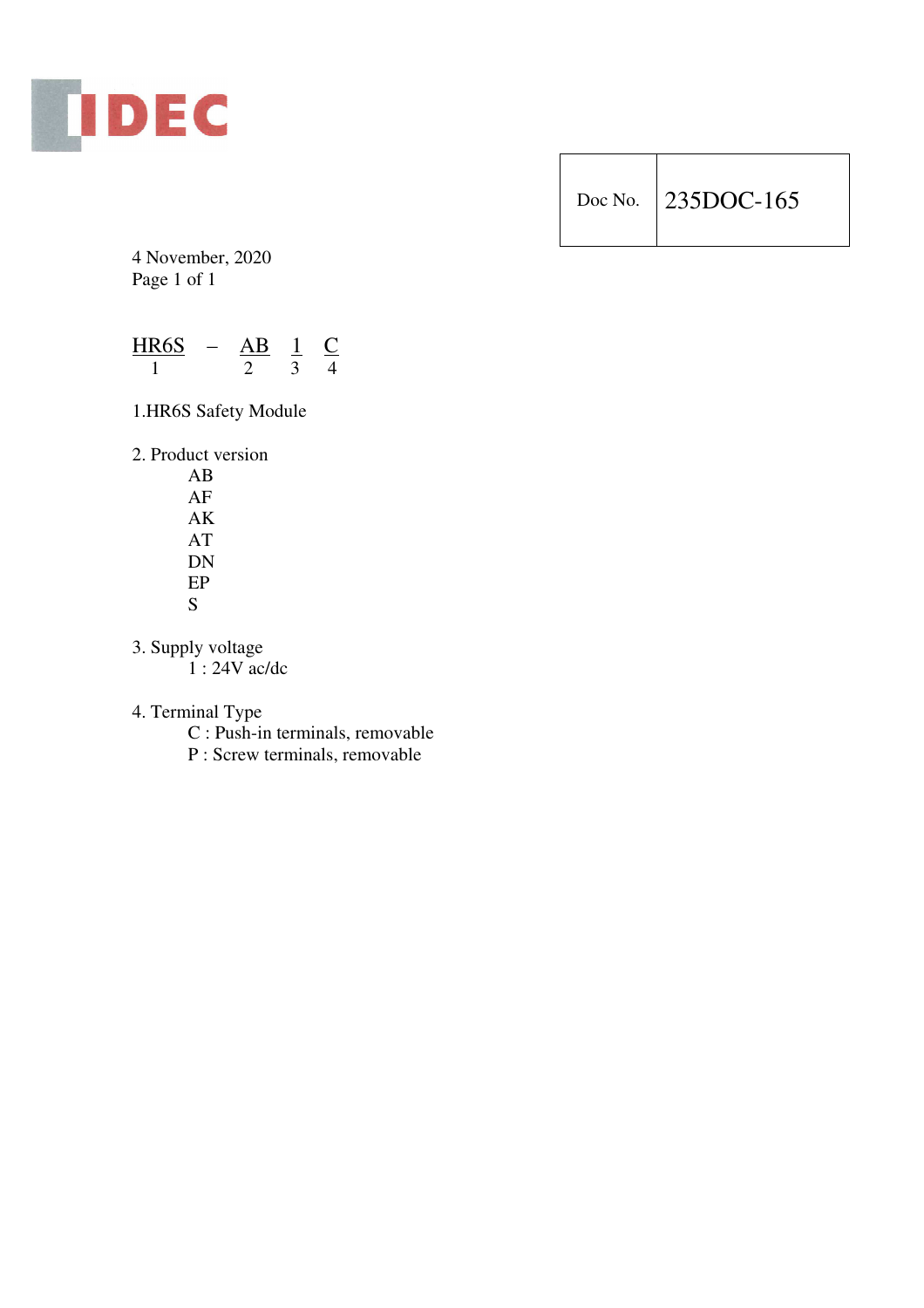IDEC

| Doc No. | 235DOC-165 |
|---|---|

4 November, 2020

| HR6S | – | AB | 1 | C |
|---|---|---|---|---|
| 1 | | 2 | 3 | 4 |

1.HR6S Safety Module

2. Product version

- AB
- AF
- AK
- AT
- DN
- EP
- S

3. Supply voltage

- 1 : 24V ac/dc

4. Terminal Type

- C : Push-in terminals, removable
- P : Screw terminals, removable